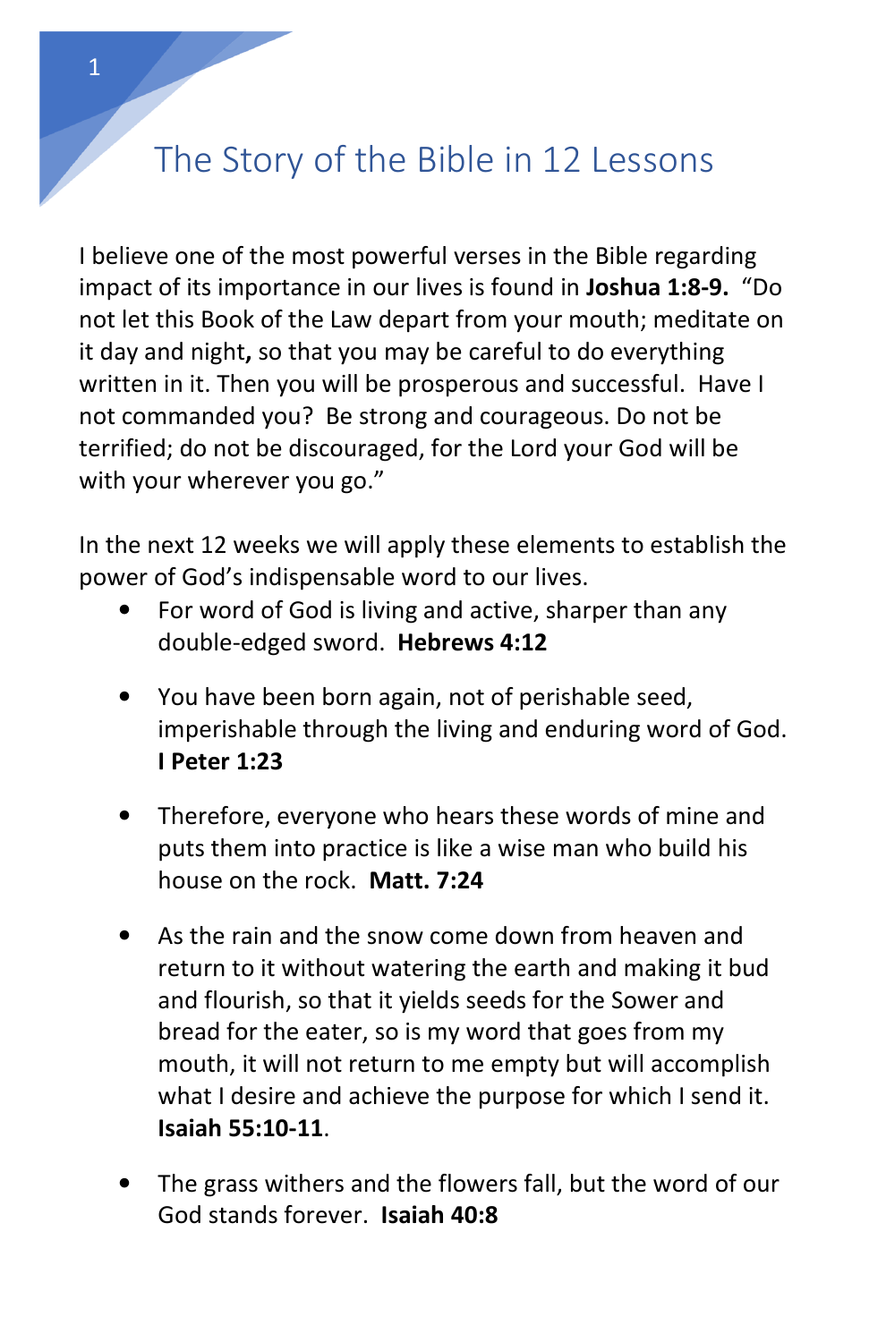# The Story of the Bible in 12 Lessons

I believe one of the most powerful verses in the Bible regarding impact of its importance in our lives is found in **Joshua 1:8-9.** "Do not let this Book of the Law depart from your mouth; meditate on it day and night**,** so that you may be careful to do everything written in it. Then you will be prosperous and successful. Have I not commanded you? Be strong and courageous. Do not be terrified; do not be discouraged, for the Lord your God will be with your wherever you go."

In the next 12 weeks we will apply these elements to establish the power of God's indispensable word to our lives.

- For word of God is living and active, sharper than any double-edged sword. **Hebrews 4:12**

- You have been born again, not of perishable seed, imperishable through the living and enduring word of God. **I Peter 1:23**

- Therefore, everyone who hears these words of mine and puts them into practice is like a wise man who build his house on the rock. **Matt. 7:24**

- As the rain and the snow come down from heaven and return to it without watering the earth and making it bud and flourish, so that it yields seeds for the Sower and bread for the eater, so is my word that goes from my mouth, it will not return to me empty but will accomplish what I desire and achieve the purpose for which I send it. **Isaiah 55:10-11**.

- The grass withers and the flowers fall, but the word of our God stands forever. **Isaiah 40:8**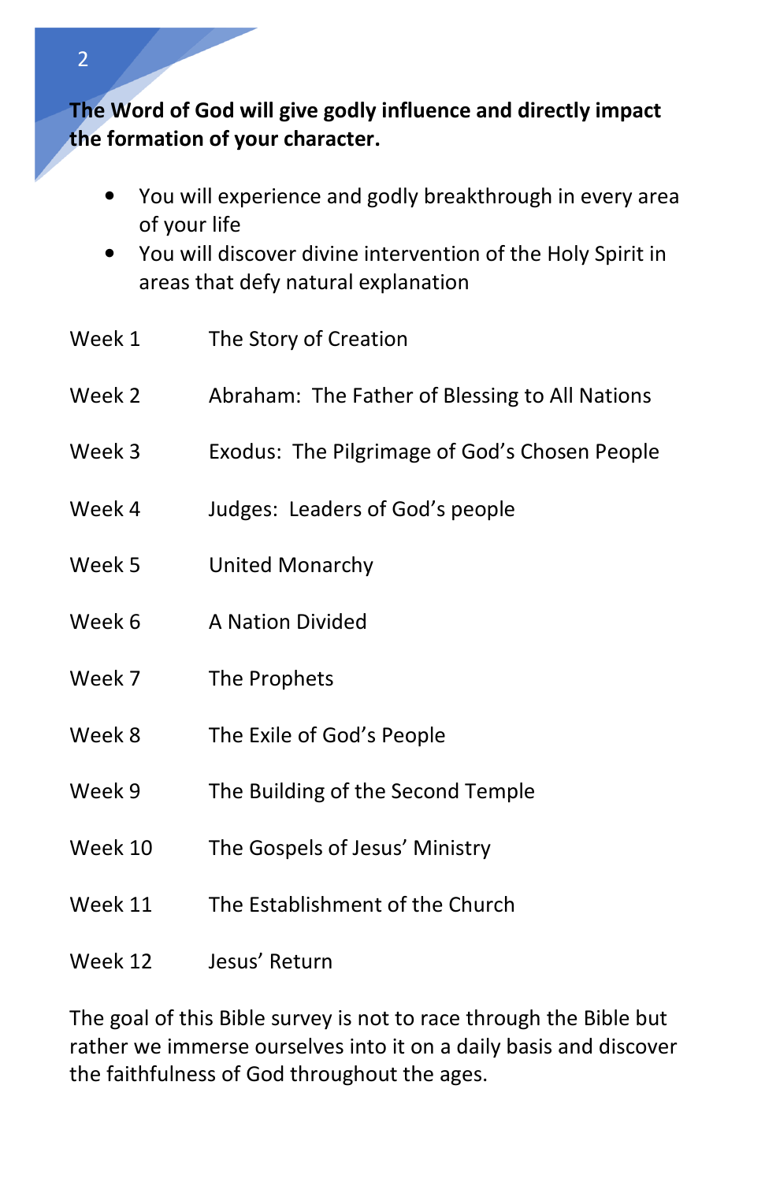**The Word of God will give godly influence and directly impact the formation of your character.**

- You will experience and godly breakthrough in every area of your life
- You will discover divine intervention of the Holy Spirit in areas that defy natural explanation

| | |
|---|---|
| Week 1 | The Story of Creation |
| Week 2 | Abraham: The Father of Blessing to All Nations |
| Week 3 | Exodus: The Pilgrimage of God's Chosen People |
| Week 4 | Judges: Leaders of God's people |
| Week 5 | United Monarchy |
| Week 6 | A Nation Divided |
| Week 7 | The Prophets |
| Week 8 | The Exile of God's People |
| Week 9 | The Building of the Second Temple |
| Week 10 | The Gospels of Jesus' Ministry |
| Week 11 | The Establishment of the Church |
| Week 12 | Jesus' Return |

The goal of this Bible survey is not to race through the Bible but rather we immerse ourselves into it on a daily basis and discover the faithfulness of God throughout the ages.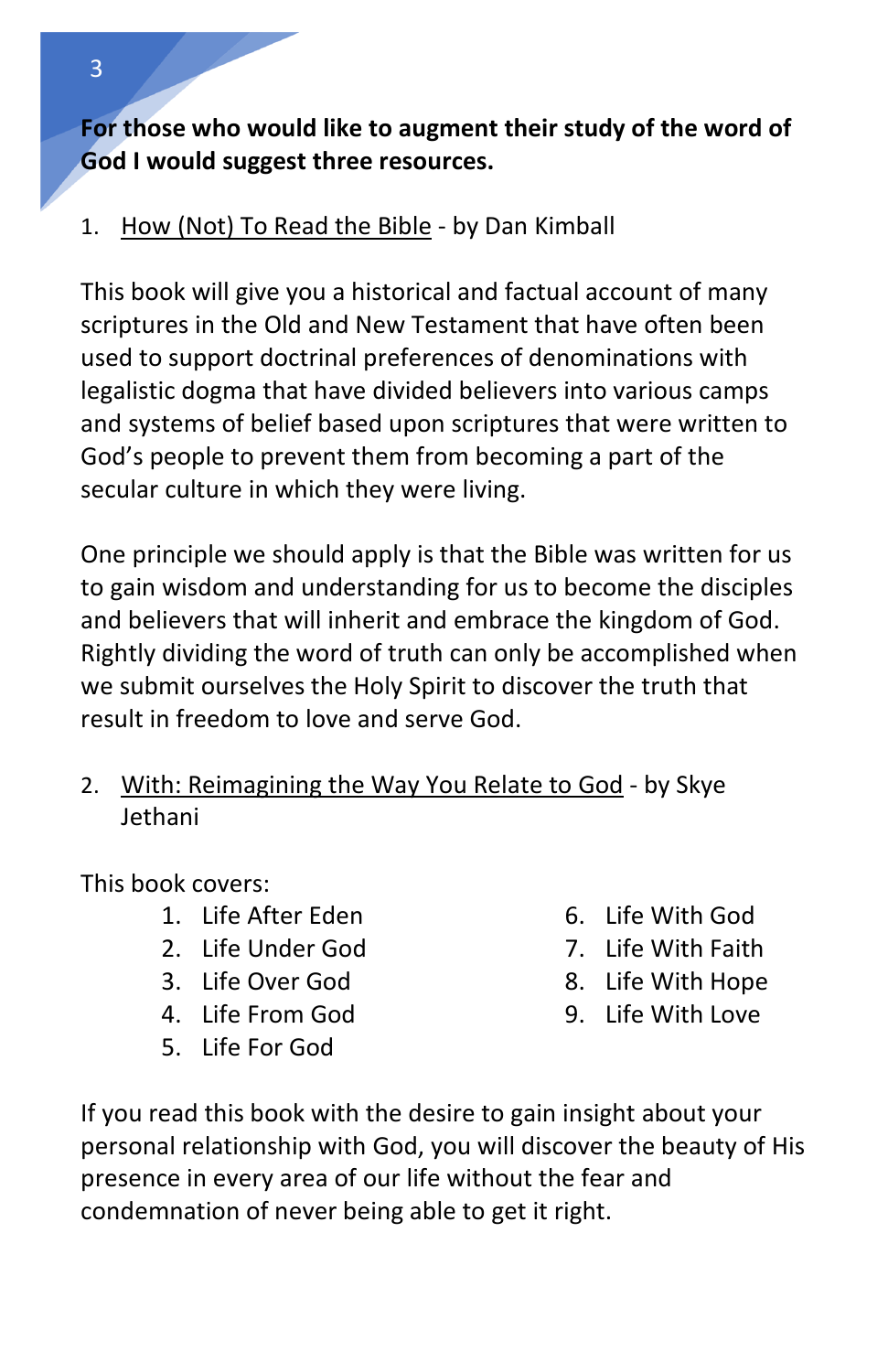**For those who would like to augment their study of the word of God I would suggest three resources.**

1. How (Not) To Read the Bible - by Dan Kimball

This book will give you a historical and factual account of many scriptures in the Old and New Testament that have often been used to support doctrinal preferences of denominations with legalistic dogma that have divided believers into various camps and systems of belief based upon scriptures that were written to God's people to prevent them from becoming a part of the secular culture in which they were living.

One principle we should apply is that the Bible was written for us to gain wisdom and understanding for us to become the disciples and believers that will inherit and embrace the kingdom of God. Rightly dividing the word of truth can only be accomplished when we submit ourselves the Holy Spirit to discover the truth that result in freedom to love and serve God.

2. With: Reimagining the Way You Relate to God - by Skye Jethani

This book covers:

1. Life After Eden
2. Life Under God
3. Life Over God
4. Life From God
5. Life For God
6. Life With God
7. Life With Faith
8. Life With Hope
9. Life With Love

If you read this book with the desire to gain insight about your personal relationship with God, you will discover the beauty of His presence in every area of our life without the fear and condemnation of never being able to get it right.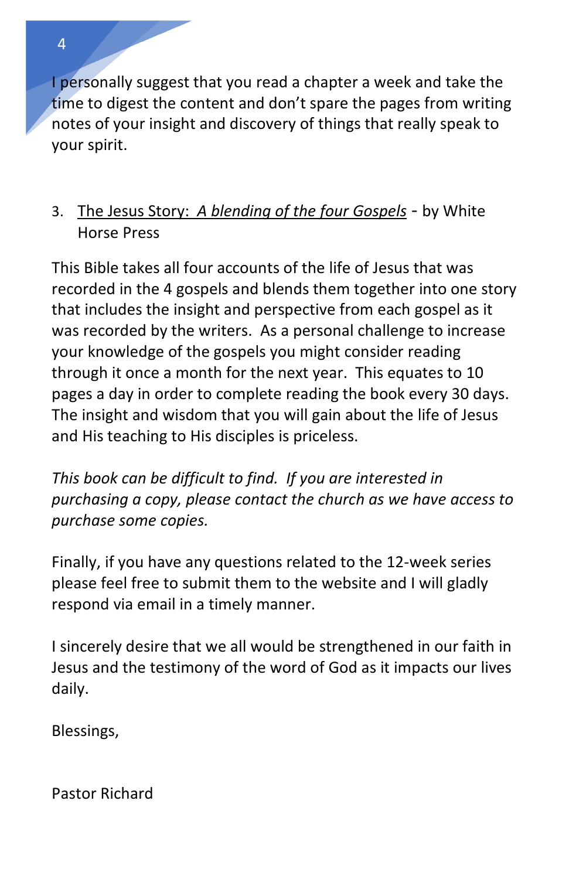I personally suggest that you read a chapter a week and take the time to digest the content and don't spare the pages from writing notes of your insight and discovery of things that really speak to your spirit.

3. <u>The Jesus Story: *A blending of the four Gospels*</u> - by White Horse Press

This Bible takes all four accounts of the life of Jesus that was recorded in the 4 gospels and blends them together into one story that includes the insight and perspective from each gospel as it was recorded by the writers. As a personal challenge to increase your knowledge of the gospels you might consider reading through it once a month for the next year. This equates to 10 pages a day in order to complete reading the book every 30 days. The insight and wisdom that you will gain about the life of Jesus and His teaching to His disciples is priceless.

*This book can be difficult to find. If you are interested in purchasing a copy, please contact the church as we have access to purchase some copies.*

Finally, if you have any questions related to the 12-week series please feel free to submit them to the website and I will gladly respond via email in a timely manner.

I sincerely desire that we all would be strengthened in our faith in Jesus and the testimony of the word of God as it impacts our lives daily.

Blessings,

Pastor Richard